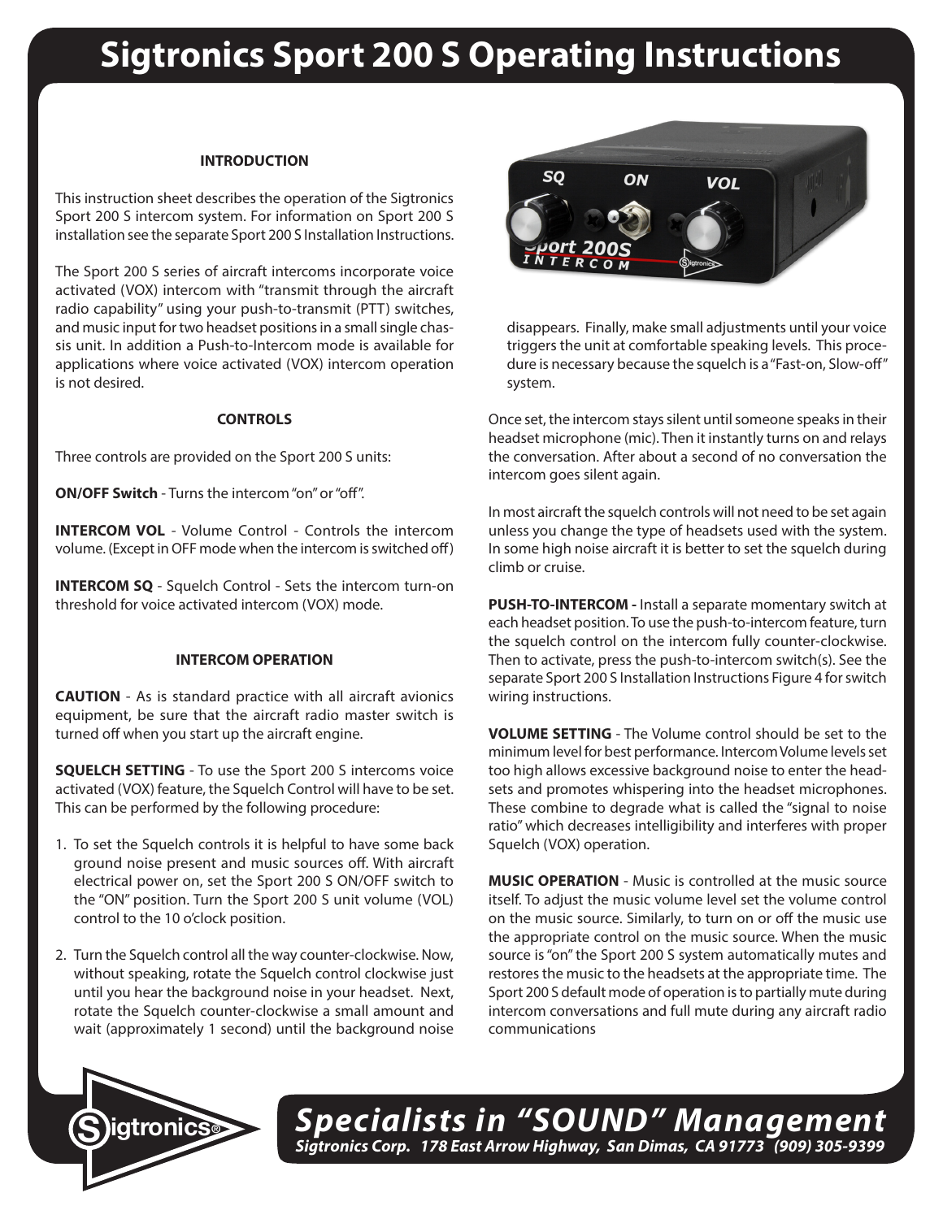# Sigtronics Sport 200 S Operating Instructions

## INTRODUCTION

This instruction sheet describes the operation of the Sigtronics Sport 200 S intercom system. For information on Sport 200 S installation see the separate Sport 200 S Installation Instructions.

The Sport 200 S series of aircraft intercoms incorporate voice activated (VOX) intercom with "transmit through the aircraft radio capability" using your push-to-transmit (PTT) switches, and music input for two headset positions in a small single chassis unit. In addition a Push-to-Intercom mode is available for applications where voice activated (VOX) intercom operation is not desired.

## CONTROLS

Three controls are provided on the Sport 200 S units:

**ON/OFF Switch** - Turns the intercom "on" or "off".

**INTERCOM VOL** - Volume Control - Controls the intercom volume. (Except in OFF mode when the intercom is switched off)

**INTERCOM SQ** - Squelch Control - Sets the intercom turn-on threshold for voice activated intercom (VOX) mode.

## INTERCOM OPERATION

**CAUTION** - As is standard practice with all aircraft avionics equipment, be sure that the aircraft radio master switch is turned off when you start up the aircraft engine.

**SQUELCH SETTING** - To use the Sport 200 S intercoms voice activated (VOX) feature, the Squelch Control will have to be set. This can be performed by the following procedure:

1. To set the Squelch controls it is helpful to have some back ground noise present and music sources off. With aircraft electrical power on, set the Sport 200 S ON/OFF switch to the "ON" position. Turn the Sport 200 S unit volume (VOL) control to the 10 o'clock position.
2. Turn the Squelch control all the way counter-clockwise. Now, without speaking, rotate the Squelch control clockwise just until you hear the background noise in your headset. Next, rotate the Squelch counter-clockwise a small amount and wait (approximately 1 second) until the background noise disappears. Finally, make small adjustments until your voice triggers the unit at comfortable speaking levels. This procedure is necessary because the squelch is a "Fast-on, Slow-off" system.

Once set, the intercom stays silent until someone speaks in their headset microphone (mic). Then it instantly turns on and relays the conversation. After about a second of no conversation the intercom goes silent again.

In most aircraft the squelch controls will not need to be set again unless you change the type of headsets used with the system. In some high noise aircraft it is better to set the squelch during climb or cruise.

**PUSH-TO-INTERCOM -** Install a separate momentary switch at each headset position. To use the push-to-intercom feature, turn the squelch control on the intercom fully counter-clockwise. Then to activate, press the push-to-intercom switch(s). See the separate Sport 200 S Installation Instructions Figure 4 for switch wiring instructions.

**VOLUME SETTING** - The Volume control should be set to the minimum level for best performance. Intercom Volume levels set too high allows excessive background noise to enter the headsets and promotes whispering into the headset microphones. These combine to degrade what is called the "signal to noise ratio" which decreases intelligibility and interferes with proper Squelch (VOX) operation.

**MUSIC OPERATION** - Music is controlled at the music source itself. To adjust the music volume level set the volume control on the music source. Similarly, to turn on or off the music use the appropriate control on the music source. When the music source is "on" the Sport 200 S system automatically mutes and restores the music to the headsets at the appropriate time. The Sport 200 S default mode of operation is to partially mute during intercom conversations and full mute during any aircraft radio communications

***Specialists in "SOUND" Management***

*Sigtronics Corp. 178 East Arrow Highway, San Dimas, CA 91773 (909) 305-9399*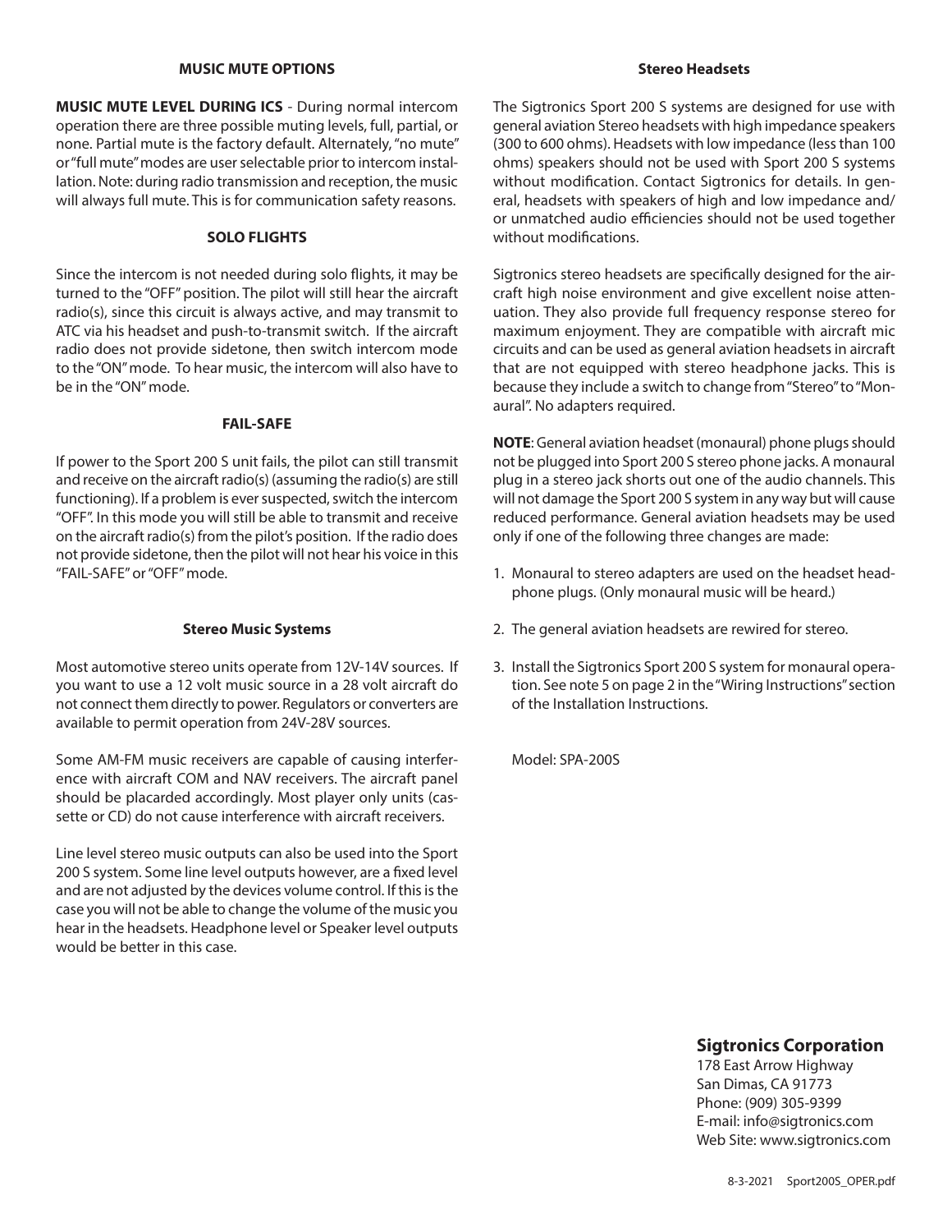## MUSIC MUTE OPTIONS

**MUSIC MUTE LEVEL DURING ICS** - During normal intercom operation there are three possible muting levels, full, partial, or none. Partial mute is the factory default. Alternately, "no mute" or "full mute" modes are user selectable prior to intercom installation. Note: during radio transmission and reception, the music will always full mute. This is for communication safety reasons.

## SOLO FLIGHTS

Since the intercom is not needed during solo flights, it may be turned to the "OFF" position. The pilot will still hear the aircraft radio(s), since this circuit is always active, and may transmit to ATC via his headset and push-to-transmit switch. If the aircraft radio does not provide sidetone, then switch intercom mode to the "ON" mode. To hear music, the intercom will also have to be in the "ON" mode.

## FAIL-SAFE

If power to the Sport 200 S unit fails, the pilot can still transmit and receive on the aircraft radio(s) (assuming the radio(s) are still functioning). If a problem is ever suspected, switch the intercom "OFF". In this mode you will still be able to transmit and receive on the aircraft radio(s) from the pilot's position. If the radio does not provide sidetone, then the pilot will not hear his voice in this "FAIL-SAFE" or "OFF" mode.

## Stereo Music Systems

Most automotive stereo units operate from 12V-14V sources. If you want to use a 12 volt music source in a 28 volt aircraft do not connect them directly to power. Regulators or converters are available to permit operation from 24V-28V sources.

Some AM-FM music receivers are capable of causing interference with aircraft COM and NAV receivers. The aircraft panel should be placarded accordingly. Most player only units (cassette or CD) do not cause interference with aircraft receivers.

Line level stereo music outputs can also be used into the Sport 200 S system. Some line level outputs however, are a fixed level and are not adjusted by the devices volume control. If this is the case you will not be able to change the volume of the music you hear in the headsets. Headphone level or Speaker level outputs would be better in this case.

## Stereo Headsets

The Sigtronics Sport 200 S systems are designed for use with general aviation Stereo headsets with high impedance speakers (300 to 600 ohms). Headsets with low impedance (less than 100 ohms) speakers should not be used with Sport 200 S systems without modification. Contact Sigtronics for details. In general, headsets with speakers of high and low impedance and/or unmatched audio efficiencies should not be used together without modifications.

Sigtronics stereo headsets are specifically designed for the aircraft high noise environment and give excellent noise attenuation. They also provide full frequency response stereo for maximum enjoyment. They are compatible with aircraft mic circuits and can be used as general aviation headsets in aircraft that are not equipped with stereo headphone jacks. This is because they include a switch to change from "Stereo" to "Monaural". No adapters required.

**NOTE**: General aviation headset (monaural) phone plugs should not be plugged into Sport 200 S stereo phone jacks. A monaural plug in a stereo jack shorts out one of the audio channels. This will not damage the Sport 200 S system in any way but will cause reduced performance. General aviation headsets may be used only if one of the following three changes are made:

1. Monaural to stereo adapters are used on the headset headphone plugs. (Only monaural music will be heard.)
2. The general aviation headsets are rewired for stereo.
3. Install the Sigtronics Sport 200 S system for monaural operation. See note 5 on page 2 in the "Wiring Instructions" section of the Installation Instructions.

Model: SPA-200S

**Sigtronics Corporation**
178 East Arrow Highway
San Dimas, CA 91773
Phone: (909) 305-9399
E-mail: info@sigtronics.com
Web Site: www.sigtronics.com

8-3-2021 Sport200S_OPER.pdf